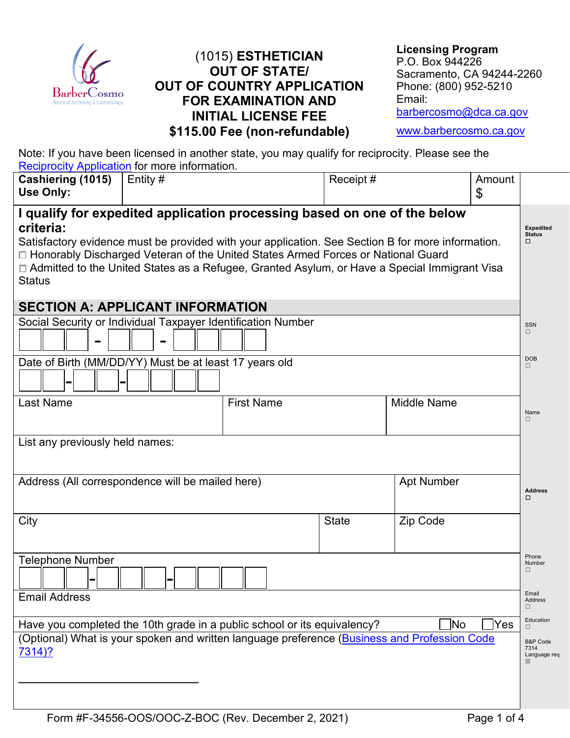BarberCosmo
Board of Barbering & Cosmetology

# (1015) ESTHETICIAN OUT OF STATE/ OUT OF COUNTRY APPLICATION FOR EXAMINATION AND INITIAL LICENSE FEE

## $115.00 Fee (non-refundable)

**Licensing Program**
P.O. Box 944226
Sacramento, CA 94244-2260
Phone: (800) 952-5210
Email: barbercosmo@dca.ca.gov
www.barbercosmo.ca.gov

Note: If you have been licensed in another state, you may qualify for reciprocity. Please see the Reciprocity Application for more information.

| Cashiering (1015) Use Only: | Entity # | Receipt # | Amount $ |
|---|---|---|---|

**I qualify for expedited application processing based on one of the below criteria:**

Satisfactory evidence must be provided with your application. See Section B for more information.

☐ Honorably Discharged Veteran of the United States Armed Forces or National Guard

☐ Admitted to the United States as a Refugee, Granted Asylum, or Have a Special Immigrant Visa Status

Expedited Status ☐

## SECTION A: APPLICANT INFORMATION

Social Security or Individual Taxpayer Identification Number ___ ___ ___ - ___ ___ - ___ ___ ___ ___ — SSN ☐

Date of Birth (MM/DD/YY) Must be at least 17 years old ___ ___ - ___ ___ - ___ ___ ___ ___ — DOB ☐

| Last Name | First Name | Middle Name |
|---|---|---|
| | | |

Name ☐

List any previously held names:

| Address (All correspondence will be mailed here) | Apt Number |
|---|---|
| | |

| City | State | Zip Code |
|---|---|---|
| | | |

Address ☐

Telephone Number ___ ___ ___ - ___ ___ ___ - ___ ___ ___ ___ — Phone Number ☐

Email Address — Email Address ☐

Have you completed the 10th grade in a public school or its equivalency? ☐ No ☐ Yes — Education ☐

(Optional) What is your spoken and written language preference (Business and Profession Code 7314)?

______________________________

B&P Code 7314 Language req. ☒

Form #F-34556-OOS/OOC-Z-BOC (Rev. December 2, 2021)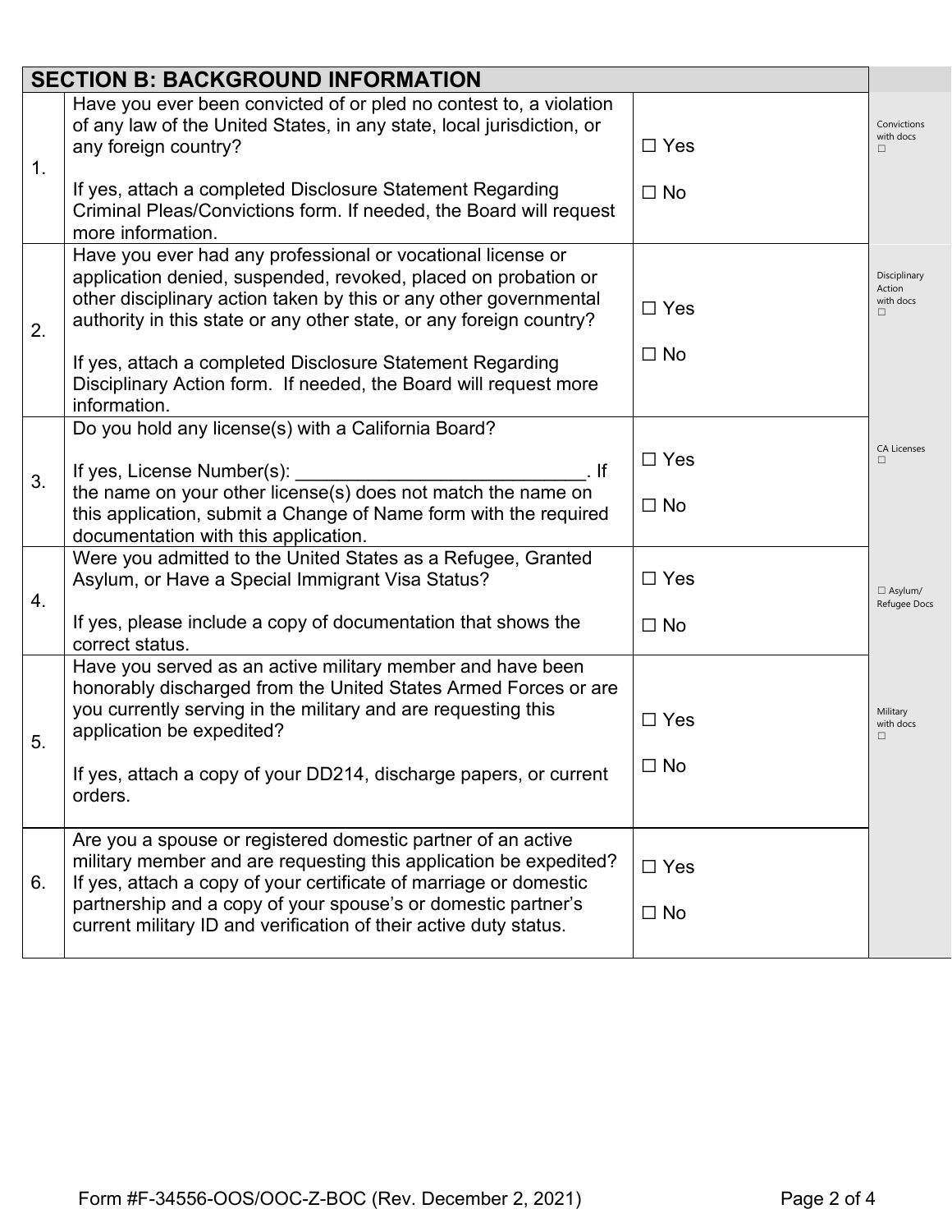| SECTION B: BACKGROUND INFORMATION | | | |
|---|---|---|---|
| 1. | Have you ever been convicted of or pled no contest to, a violation of any law of the United States, in any state, local jurisdiction, or any foreign country?<br><br>If yes, attach a completed Disclosure Statement Regarding Criminal Pleas/Convictions form. If needed, the Board will request more information. | ☐ Yes<br><br>☐ No | Convictions with docs ☐ |
| 2. | Have you ever had any professional or vocational license or application denied, suspended, revoked, placed on probation or other disciplinary action taken by this or any other governmental authority in this state or any other state, or any foreign country?<br><br>If yes, attach a completed Disclosure Statement Regarding Disciplinary Action form. If needed, the Board will request more information. | ☐ Yes<br><br>☐ No | Disciplinary Action with docs ☐ |
| 3. | Do you hold any license(s) with a California Board?<br><br>If yes, License Number(s): ____________________________. If the name on your other license(s) does not match the name on this application, submit a Change of Name form with the required documentation with this application. | ☐ Yes<br><br>☐ No | CA Licenses ☐ |
| 4. | Were you admitted to the United States as a Refugee, Granted Asylum, or Have a Special Immigrant Visa Status?<br><br>If yes, please include a copy of documentation that shows the correct status. | ☐ Yes<br><br>☐ No | ☐ Asylum/ Refugee Docs |
| 5. | Have you served as an active military member and have been honorably discharged from the United States Armed Forces or are you currently serving in the military and are requesting this application be expedited?<br><br>If yes, attach a copy of your DD214, discharge papers, or current orders. | ☐ Yes<br><br>☐ No | Military with docs ☐ |
| 6. | Are you a spouse or registered domestic partner of an active military member and are requesting this application be expedited? If yes, attach a copy of your certificate of marriage or domestic partnership and a copy of your spouse's or domestic partner's current military ID and verification of their active duty status. | ☐ Yes<br><br>☐ No | |

Form #F-34556-OOS/OOC-Z-BOC (Rev. December 2, 2021)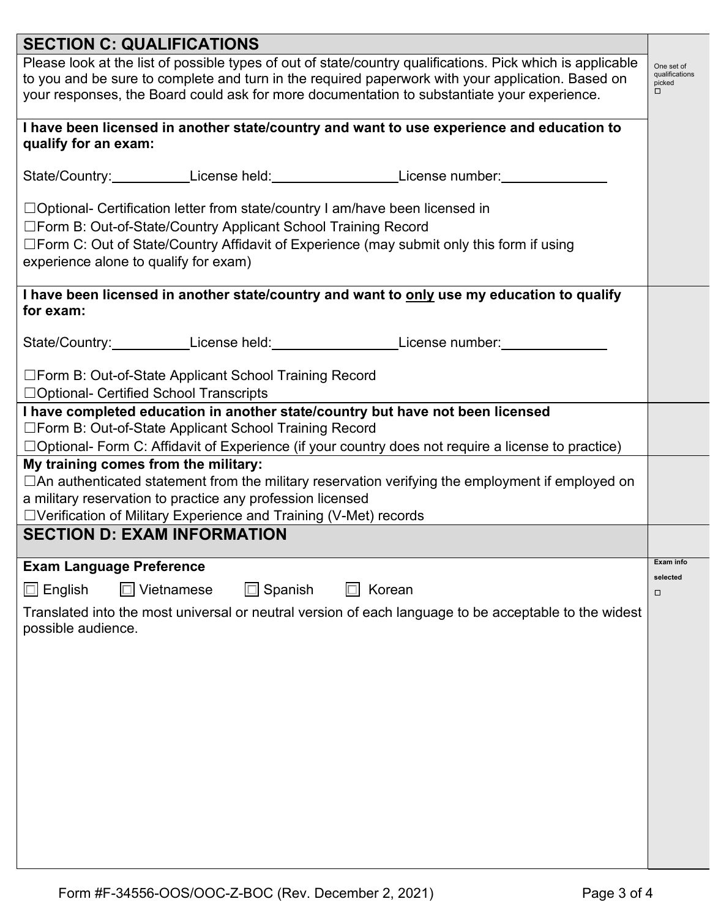## SECTION C: QUALIFICATIONS

Please look at the list of possible types of out of state/country qualifications. Pick which is applicable to you and be sure to complete and turn in the required paperwork with your application. Based on your responses, the Board could ask for more documentation to substantiate your experience.

One set of qualifications picked ☐

**I have been licensed in another state/country and want to use experience and education to qualify for an exam:**

State/Country:__________ License held:________________ License number:_____________

☐Optional- Certification letter from state/country I am/have been licensed in
☐Form B: Out-of-State/Country Applicant School Training Record
☐Form C: Out of State/Country Affidavit of Experience (may submit only this form if using experience alone to qualify for exam)

**I have been licensed in another state/country and want to <u>only</u> use my education to qualify for exam:**

State/Country:__________ License held:________________ License number:_____________

☐Form B: Out-of-State Applicant School Training Record
☐Optional- Certified School Transcripts

**I have completed education in another state/country but have not been licensed**

☐Form B: Out-of-State Applicant School Training Record
☐Optional- Form C: Affidavit of Experience (if your country does not require a license to practice)

**My training comes from the military:**

☐An authenticated statement from the military reservation verifying the employment if employed on a military reservation to practice any profession licensed
☐Verification of Military Experience and Training (V-Met) records

## SECTION D: EXAM INFORMATION

**Exam Language Preference**

Exam info selected ☐

☐ English ☐ Vietnamese ☐ Spanish ☐ Korean

Translated into the most universal or neutral version of each language to be acceptable to the widest possible audience.

Form #F-34556-OOS/OOC-Z-BOC (Rev. December 2, 2021)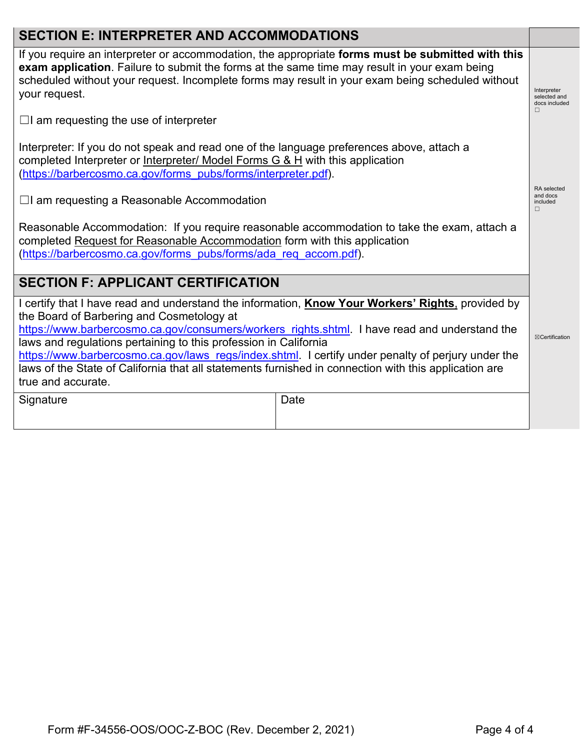## SECTION E: INTERPRETER AND ACCOMMODATIONS

If you require an interpreter or accommodation, the appropriate **forms must be submitted with this exam application**. Failure to submit the forms at the same time may result in your exam being scheduled without your request. Incomplete forms may result in your exam being scheduled without your request.

☐I am requesting the use of interpreter

Interpreter: If you do not speak and read one of the language preferences above, attach a completed Interpreter or Interpreter/ Model Forms G & H with this application (https://barbercosmo.ca.gov/forms_pubs/forms/interpreter.pdf).

☐I am requesting a Reasonable Accommodation

Reasonable Accommodation: If you require reasonable accommodation to take the exam, attach a completed Request for Reasonable Accommodation form with this application (https://barbercosmo.ca.gov/forms_pubs/forms/ada_req_accom.pdf).

Interpreter selected and docs included ☐

RA selected and docs included ☐

## SECTION F: APPLICANT CERTIFICATION

I certify that I have read and understand the information, **Know Your Workers' Rights**, provided by the Board of Barbering and Cosmetology at https://www.barbercosmo.ca.gov/consumers/workers_rights.shtml. I have read and understand the laws and regulations pertaining to this profession in California https://www.barbercosmo.ca.gov/laws_regs/index.shtml. I certify under penalty of perjury under the laws of the State of California that all statements furnished in connection with this application are true and accurate.

☒Certification

| Signature | Date |
| --- | --- |
| | |

Form #F-34556-OOS/OOC-Z-BOC (Rev. December 2, 2021)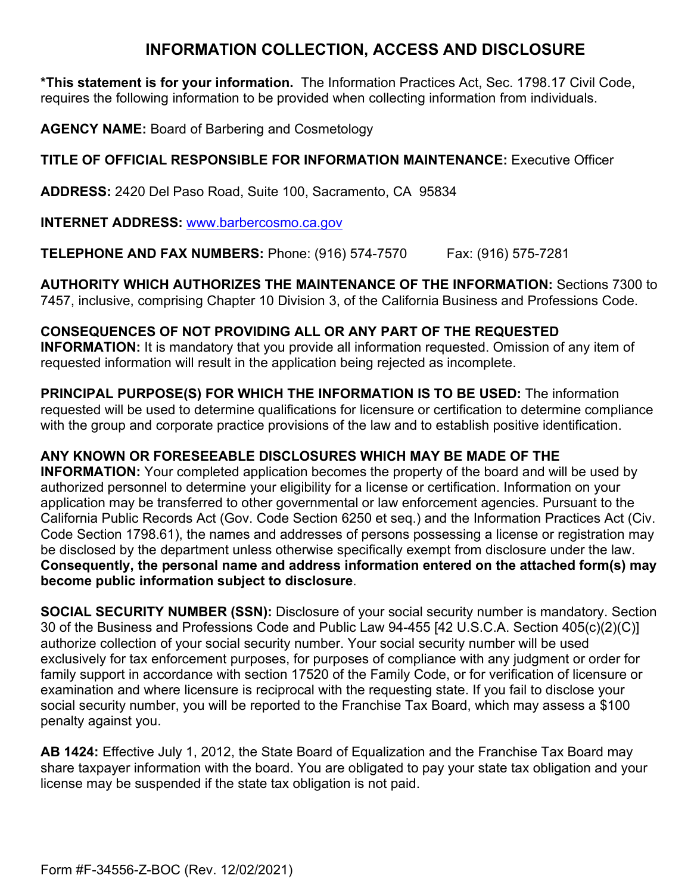# INFORMATION COLLECTION, ACCESS AND DISCLOSURE

***This statement is for your information.** The Information Practices Act, Sec. 1798.17 Civil Code, requires the following information to be provided when collecting information from individuals.

**AGENCY NAME:** Board of Barbering and Cosmetology

**TITLE OF OFFICIAL RESPONSIBLE FOR INFORMATION MAINTENANCE:** Executive Officer

**ADDRESS:** 2420 Del Paso Road, Suite 100, Sacramento, CA 95834

**INTERNET ADDRESS:** www.barbercosmo.ca.gov

**TELEPHONE AND FAX NUMBERS:** Phone: (916) 574-7570 Fax: (916) 575-7281

**AUTHORITY WHICH AUTHORIZES THE MAINTENANCE OF THE INFORMATION:** Sections 7300 to 7457, inclusive, comprising Chapter 10 Division 3, of the California Business and Professions Code.

**CONSEQUENCES OF NOT PROVIDING ALL OR ANY PART OF THE REQUESTED INFORMATION:** It is mandatory that you provide all information requested. Omission of any item of requested information will result in the application being rejected as incomplete.

**PRINCIPAL PURPOSE(S) FOR WHICH THE INFORMATION IS TO BE USED:** The information requested will be used to determine qualifications for licensure or certification to determine compliance with the group and corporate practice provisions of the law and to establish positive identification.

**ANY KNOWN OR FORESEEABLE DISCLOSURES WHICH MAY BE MADE OF THE INFORMATION:** Your completed application becomes the property of the board and will be used by authorized personnel to determine your eligibility for a license or certification. Information on your application may be transferred to other governmental or law enforcement agencies. Pursuant to the California Public Records Act (Gov. Code Section 6250 et seq.) and the Information Practices Act (Civ. Code Section 1798.61), the names and addresses of persons possessing a license or registration may be disclosed by the department unless otherwise specifically exempt from disclosure under the law. **Consequently, the personal name and address information entered on the attached form(s) may become public information subject to disclosure**.

**SOCIAL SECURITY NUMBER (SSN):** Disclosure of your social security number is mandatory. Section 30 of the Business and Professions Code and Public Law 94-455 [42 U.S.C.A. Section 405(c)(2)(C)] authorize collection of your social security number. Your social security number will be used exclusively for tax enforcement purposes, for purposes of compliance with any judgment or order for family support in accordance with section 17520 of the Family Code, or for verification of licensure or examination and where licensure is reciprocal with the requesting state. If you fail to disclose your social security number, you will be reported to the Franchise Tax Board, which may assess a $100 penalty against you.

**AB 1424:** Effective July 1, 2012, the State Board of Equalization and the Franchise Tax Board may share taxpayer information with the board. You are obligated to pay your state tax obligation and your license may be suspended if the state tax obligation is not paid.

Form #F-34556-Z-BOC (Rev. 12/02/2021)